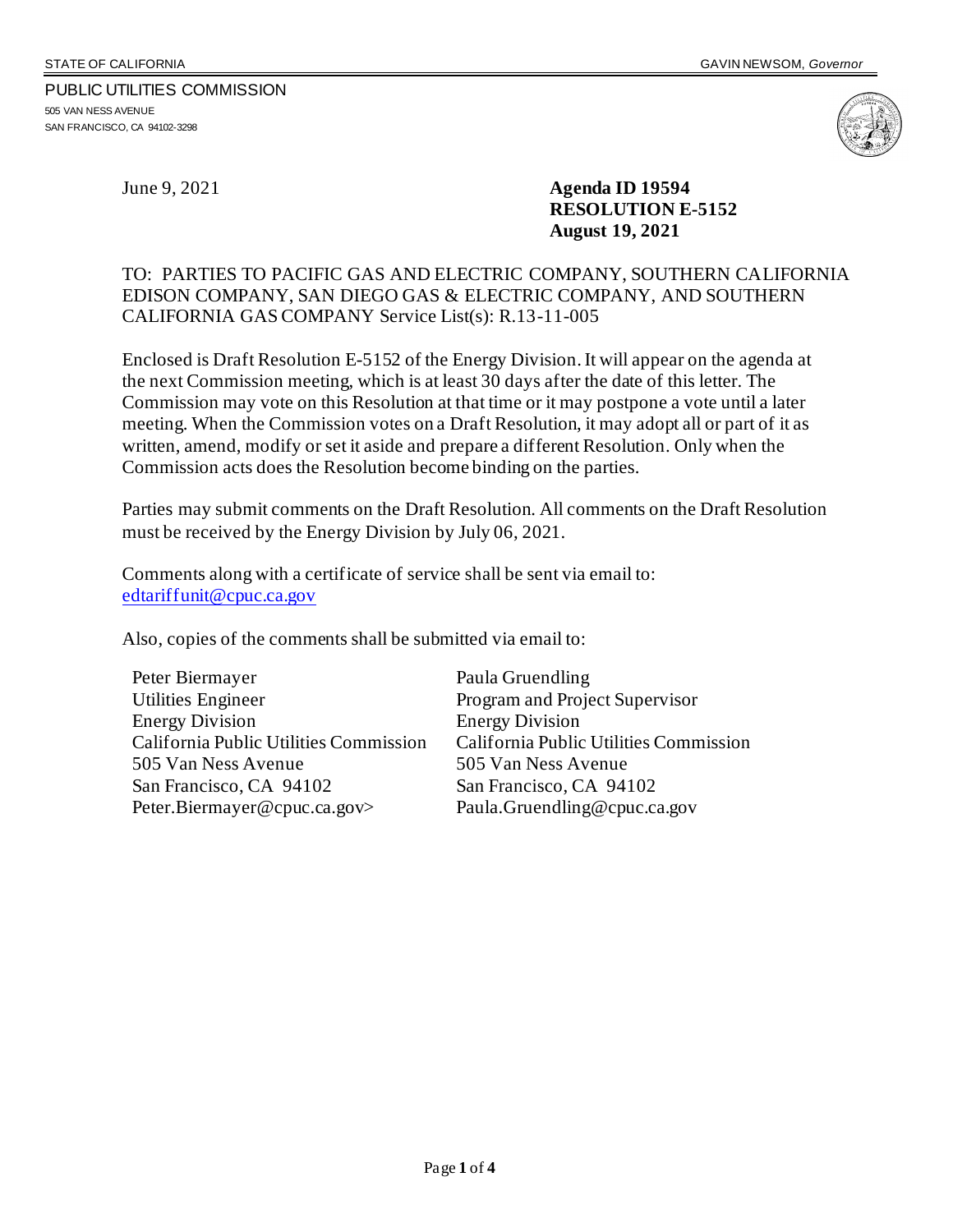STATE OF CALIFORNIA GAVIN NEWSOM, *Governor*

PUBLIC UTILITIES COMMISSION
505 VAN NESS AVENUE
SAN FRANCISCO, CA 94102-3298

June 9, 2021

**Agenda ID 19594**
**RESOLUTION E-5152**
**August 19, 2021**

TO: PARTIES TO PACIFIC GAS AND ELECTRIC COMPANY, SOUTHERN CALIFORNIA EDISON COMPANY, SAN DIEGO GAS & ELECTRIC COMPANY, AND SOUTHERN CALIFORNIA GAS COMPANY Service List(s): R.13-11-005

Enclosed is Draft Resolution E-5152 of the Energy Division. It will appear on the agenda at the next Commission meeting, which is at least 30 days after the date of this letter. The Commission may vote on this Resolution at that time or it may postpone a vote until a later meeting. When the Commission votes on a Draft Resolution, it may adopt all or part of it as written, amend, modify or set it aside and prepare a different Resolution. Only when the Commission acts does the Resolution become binding on the parties.

Parties may submit comments on the Draft Resolution. All comments on the Draft Resolution must be received by the Energy Division by July 06, 2021.

Comments along with a certificate of service shall be sent via email to:
edtariffunit@cpuc.ca.gov

Also, copies of the comments shall be submitted via email to:

Peter Biermayer
Utilities Engineer
Energy Division
California Public Utilities Commission
505 Van Ness Avenue
San Francisco, CA 94102
Peter.Biermayer@cpuc.ca.gov>

Paula Gruendling
Program and Project Supervisor
Energy Division
California Public Utilities Commission
505 Van Ness Avenue
San Francisco, CA 94102
Paula.Gruendling@cpuc.ca.gov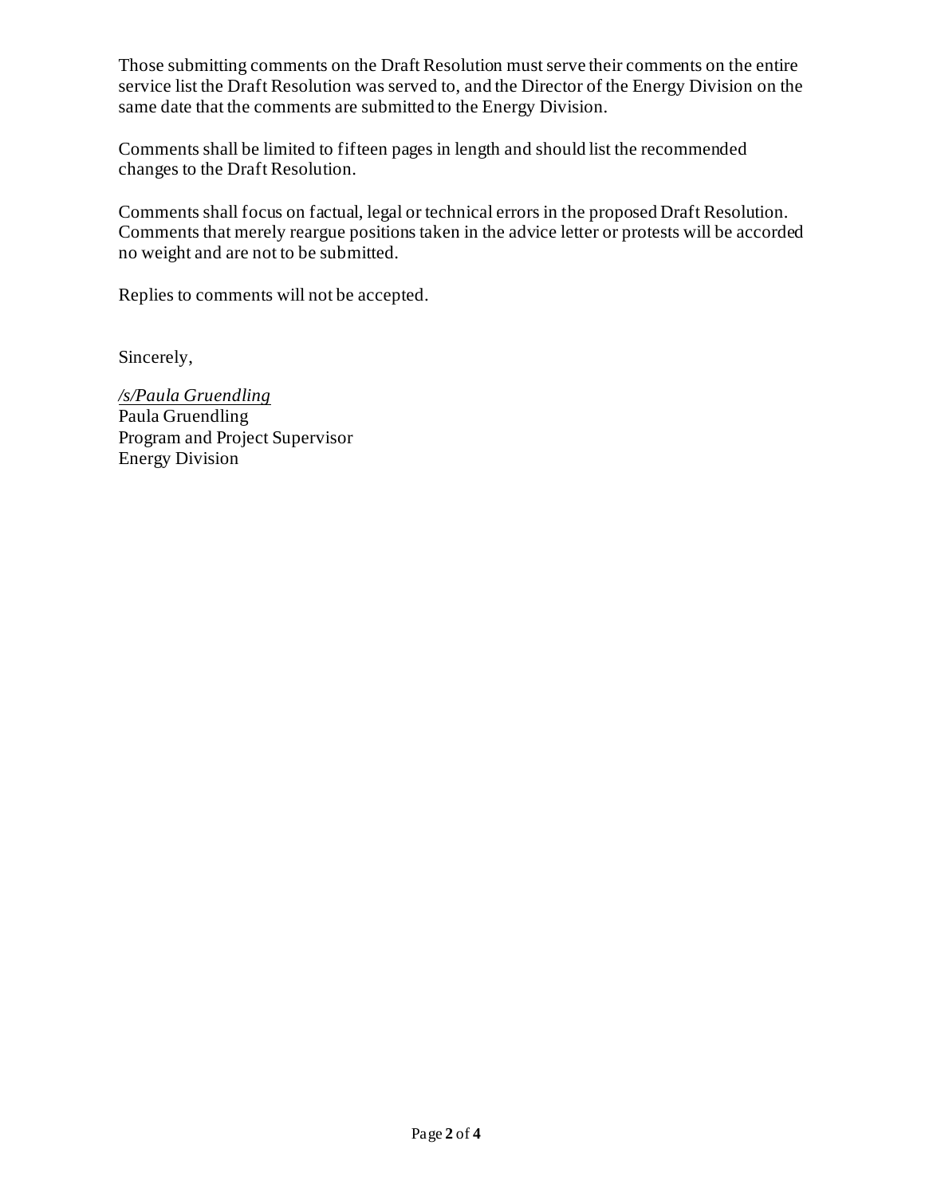Those submitting comments on the Draft Resolution must serve their comments on the entire service list the Draft Resolution was served to, and the Director of the Energy Division on the same date that the comments are submitted to the Energy Division.

Comments shall be limited to fifteen pages in length and should list the recommended changes to the Draft Resolution.

Comments shall focus on factual, legal or technical errors in the proposed Draft Resolution. Comments that merely reargue positions taken in the advice letter or protests will be accorded no weight and are not to be submitted.

Replies to comments will not be accepted.

Sincerely,

*/s/Paula Gruendling*
Paula Gruendling
Program and Project Supervisor
Energy Division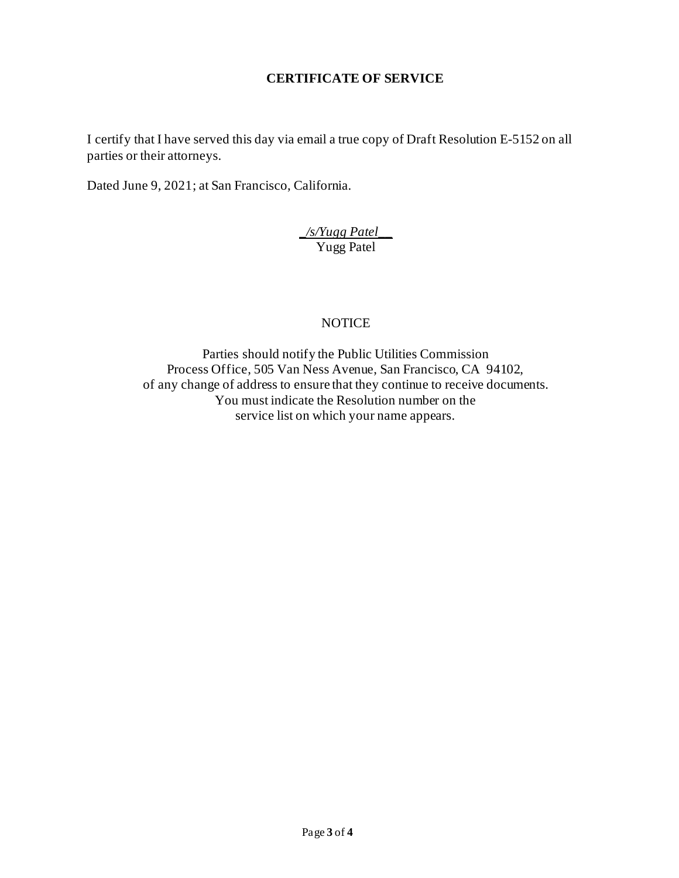## CERTIFICATE OF SERVICE

I certify that I have served this day via email a true copy of Draft Resolution E-5152 on all parties or their attorneys.

Dated June 9, 2021; at San Francisco, California.

*/s/Yugg Patel*
Yugg Patel

NOTICE

Parties should notify the Public Utilities Commission
Process Office, 505 Van Ness Avenue, San Francisco, CA 94102,
of any change of address to ensure that they continue to receive documents.
You must indicate the Resolution number on the
service list on which your name appears.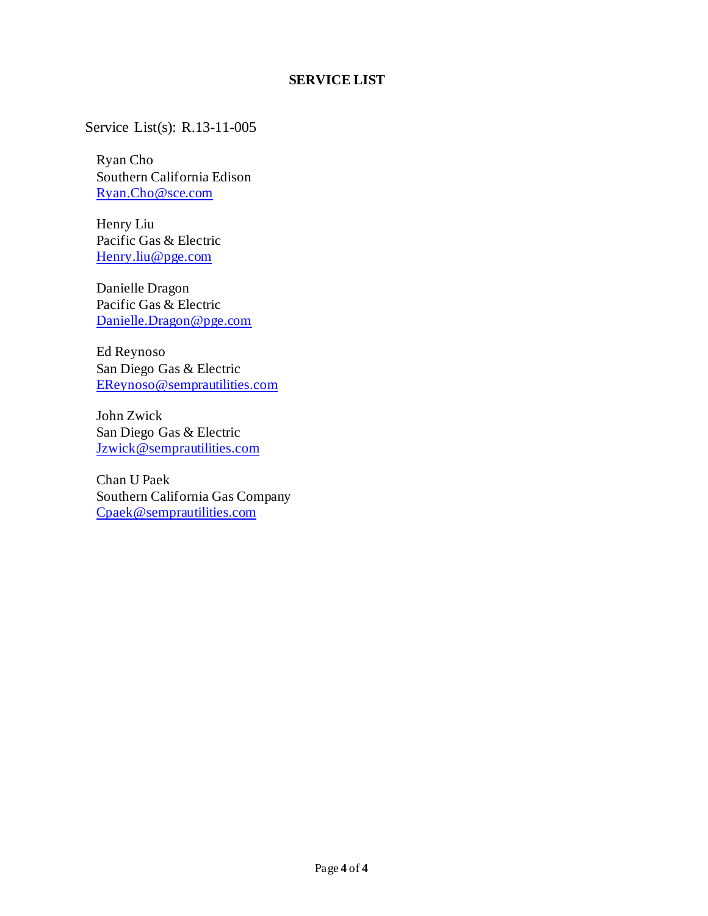## SERVICE LIST

Service List(s): R.13-11-005

Ryan Cho
Southern California Edison
Ryan.Cho@sce.com

Henry Liu
Pacific Gas & Electric
Henry.liu@pge.com

Danielle Dragon
Pacific Gas & Electric
Danielle.Dragon@pge.com

Ed Reynoso
San Diego Gas & Electric
EReynoso@semprautilities.com

John Zwick
San Diego Gas & Electric
Jzwick@semprautilities.com

Chan U Paek
Southern California Gas Company
Cpaek@semprautilities.com